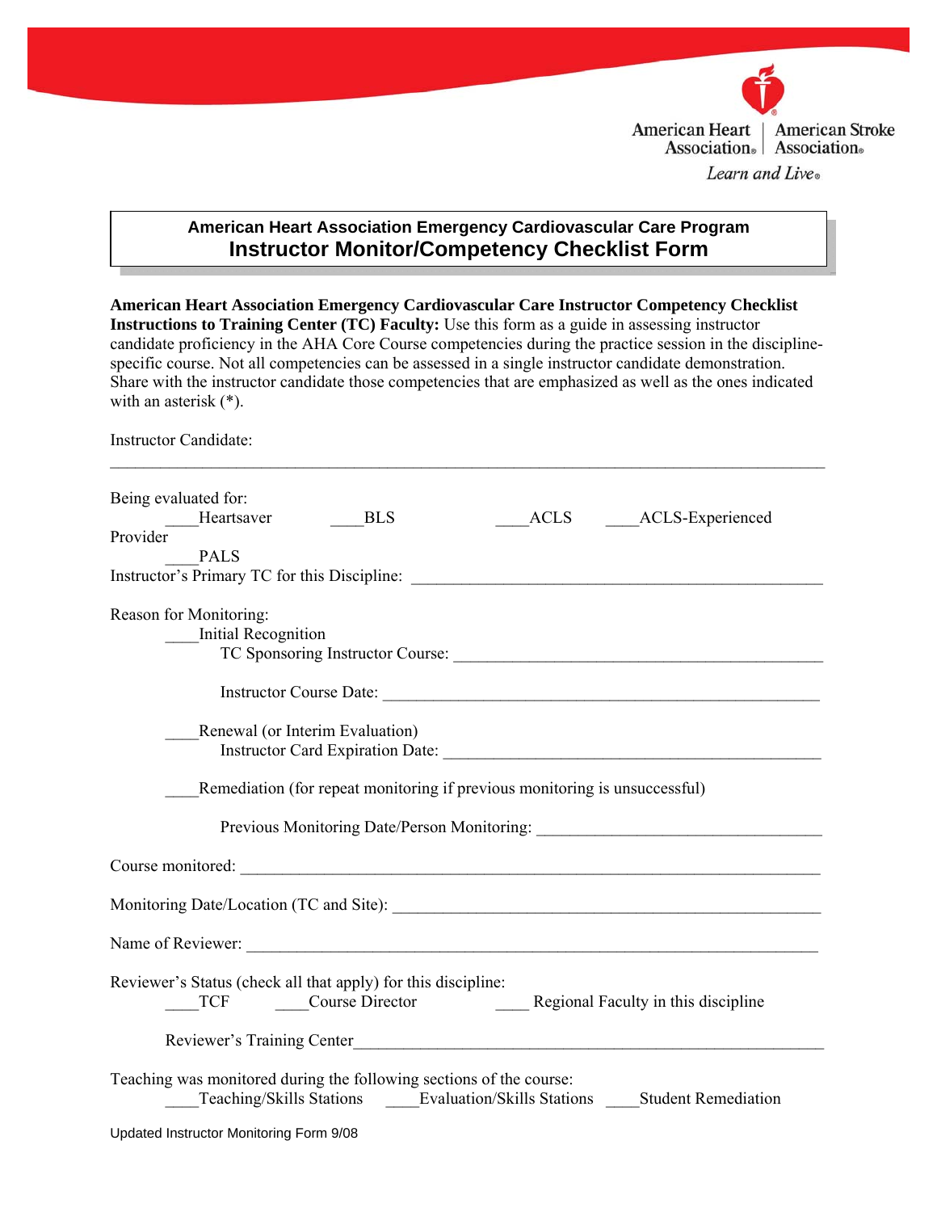American Heart Association | American Stroke Association

*Learn and Live*

## American Heart Association Emergency Cardiovascular Care Program
# Instructor Monitor/Competency Checklist Form

**American Heart Association Emergency Cardiovascular Care Instructor Competency Checklist**
**Instructions to Training Center (TC) Faculty:** Use this form as a guide in assessing instructor candidate proficiency in the AHA Core Course competencies during the practice session in the discipline-specific course. Not all competencies can be assessed in a single instructor candidate demonstration. Share with the instructor candidate those competencies that are emphasized as well as the ones indicated with an asterisk (*).

Instructor Candidate:

_____________________________________________________________________________________

Being evaluated for:
____Heartsaver Provider ____BLS ____ACLS ____ACLS-Experienced
____PALS

Instructor's Primary TC for this Discipline: ________________________________________________

Reason for Monitoring:

____Initial Recognition

TC Sponsoring Instructor Course: ____________________________________________

Instructor Course Date: ____________________________________________________

____Renewal (or Interim Evaluation)

Instructor Card Expiration Date: ____________________________________________

____Remediation (for repeat monitoring if previous monitoring is unsuccessful)

Previous Monitoring Date/Person Monitoring: _________________________________

Course monitored: _______________________________________________________________

Monitoring Date/Location (TC and Site): _____________________________________________

Name of Reviewer: _______________________________________________________________

Reviewer's Status (check all that apply) for this discipline:
____TCF ____Course Director ____ Regional Faculty in this discipline

Reviewer's Training Center_____________________________________________________

Teaching was monitored during the following sections of the course:
____Teaching/Skills Stations ____Evaluation/Skills Stations ____Student Remediation

Updated Instructor Monitoring Form 9/08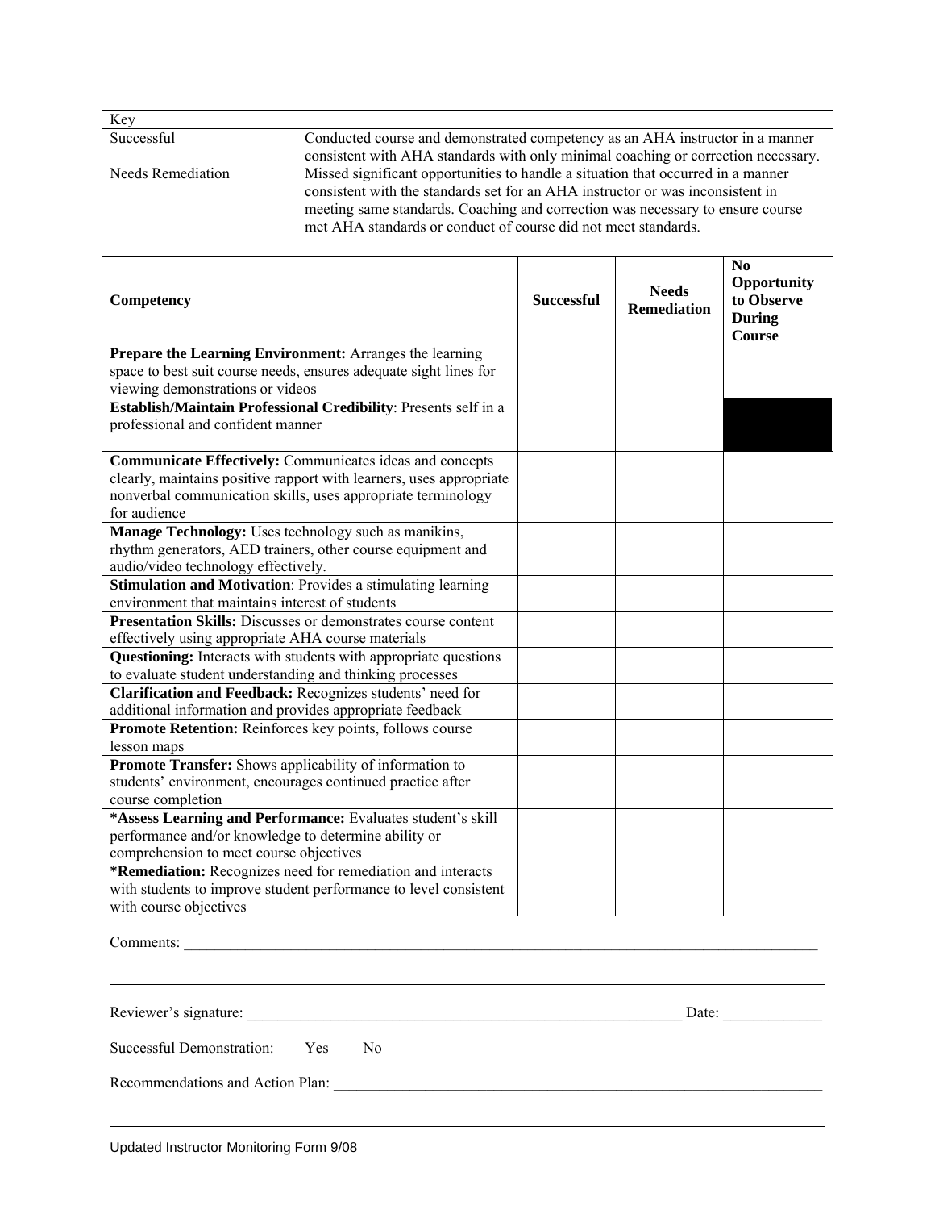| Key | |
|---|---|
| Successful | Conducted course and demonstrated competency as an AHA instructor in a manner consistent with AHA standards with only minimal coaching or correction necessary. |
| Needs Remediation | Missed significant opportunities to handle a situation that occurred in a manner consistent with the standards set for an AHA instructor or was inconsistent in meeting same standards. Coaching and correction was necessary to ensure course met AHA standards or conduct of course did not meet standards. |

| Competency | Successful | Needs Remediation | No Opportunity to Observe During Course |
|---|---|---|---|
| **Prepare the Learning Environment:** Arranges the learning space to best suit course needs, ensures adequate sight lines for viewing demonstrations or videos | | | |
| **Establish/Maintain Professional Credibility**: Presents self in a professional and confident manner | | | |
| **Communicate Effectively:** Communicates ideas and concepts clearly, maintains positive rapport with learners, uses appropriate nonverbal communication skills, uses appropriate terminology for audience | | | |
| **Manage Technology:** Uses technology such as manikins, rhythm generators, AED trainers, other course equipment and audio/video technology effectively. | | | |
| **Stimulation and Motivation**: Provides a stimulating learning environment that maintains interest of students | | | |
| **Presentation Skills:** Discusses or demonstrates course content effectively using appropriate AHA course materials | | | |
| **Questioning:** Interacts with students with appropriate questions to evaluate student understanding and thinking processes | | | |
| **Clarification and Feedback:** Recognizes students' need for additional information and provides appropriate feedback | | | |
| **Promote Retention:** Reinforces key points, follows course lesson maps | | | |
| **Promote Transfer:** Shows applicability of information to students' environment, encourages continued practice after course completion | | | |
| ***Assess Learning and Performance:** Evaluates student's skill performance and/or knowledge to determine ability or comprehension to meet course objectives | | | |
| ***Remediation:** Recognizes need for remediation and interacts with students to improve student performance to level consistent with course objectives | | | |

Comments: ______________________________________________________________________________

______________________________________________________________________________

Reviewer's signature: ______________________________________________ Date: ____________

Successful Demonstration: Yes No

Recommendations and Action Plan: ______________________________________________________

______________________________________________________________________________

Updated Instructor Monitoring Form 9/08